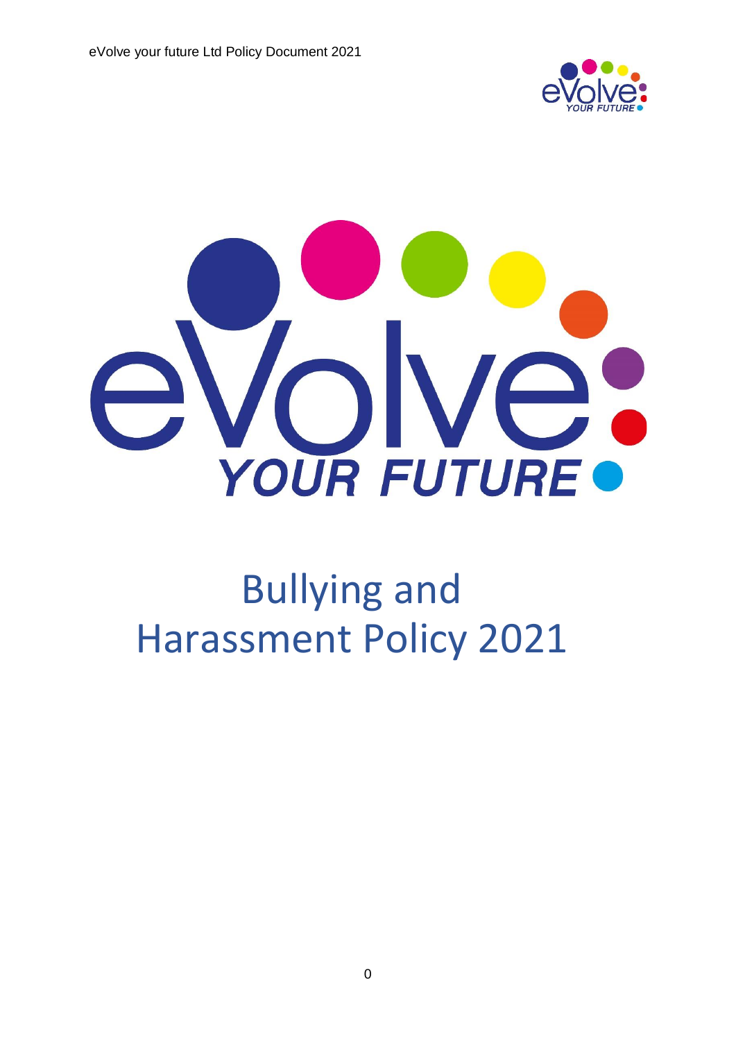# Bullying and Harassment Policy 2021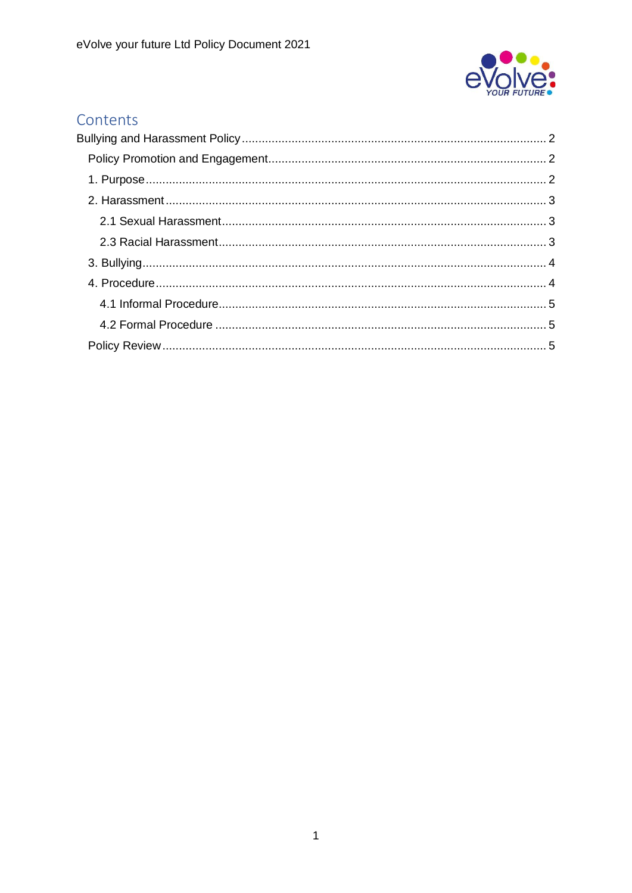# Contents

Bullying and Harassment Policy .......... 2

- Policy Promotion and Engagement .......... 2
- 1. Purpose .......... 2
- 2. Harassment .......... 3
  - 2.1 Sexual Harassment .......... 3
  - 2.3 Racial Harassment .......... 3
- 3. Bullying .......... 4
- 4. Procedure .......... 4
  - 4.1 Informal Procedure .......... 5
  - 4.2 Formal Procedure .......... 5
- Policy Review .......... 5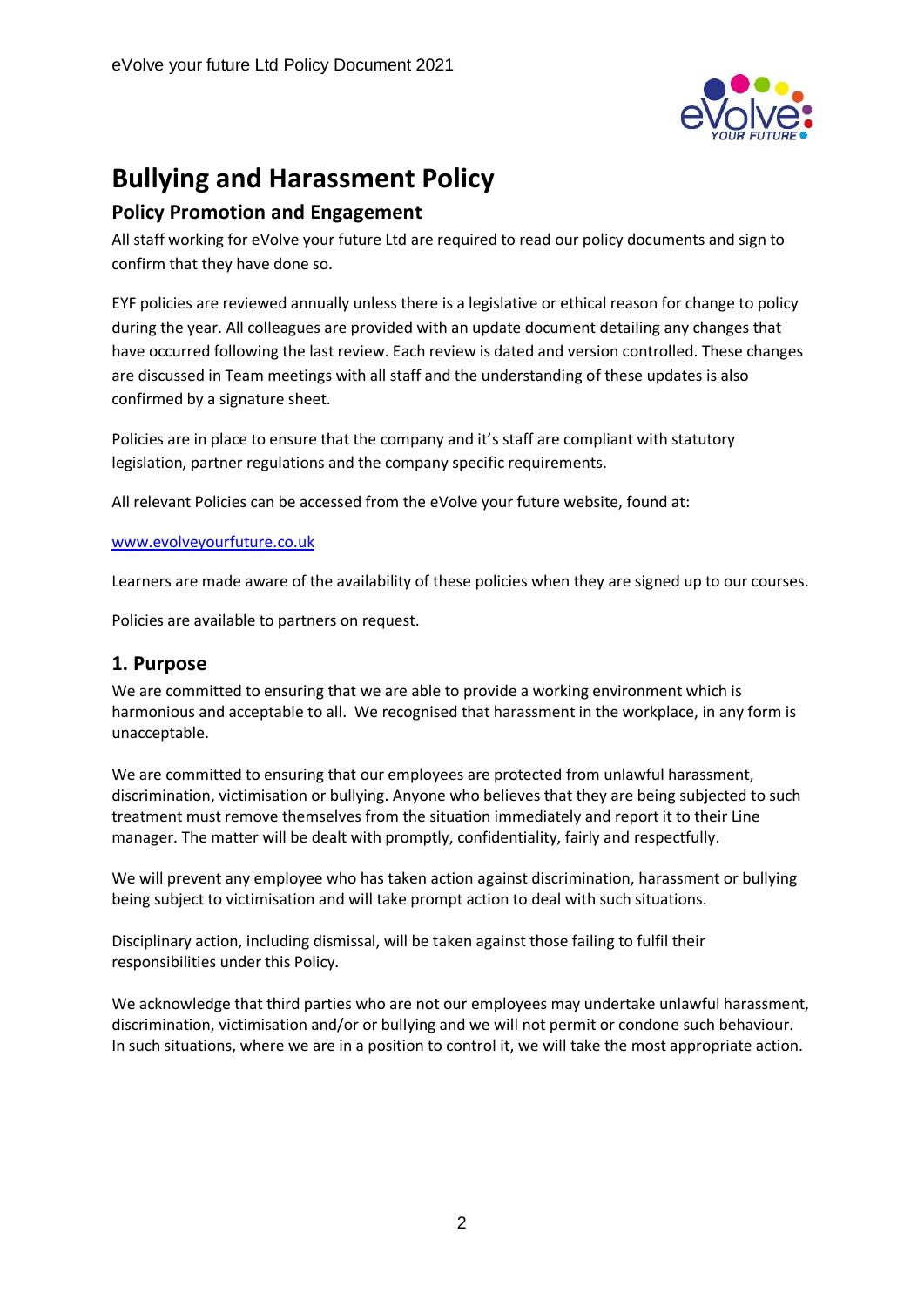# Bullying and Harassment Policy

## Policy Promotion and Engagement

All staff working for eVolve your future Ltd are required to read our policy documents and sign to confirm that they have done so.

EYF policies are reviewed annually unless there is a legislative or ethical reason for change to policy during the year. All colleagues are provided with an update document detailing any changes that have occurred following the last review. Each review is dated and version controlled. These changes are discussed in Team meetings with all staff and the understanding of these updates is also confirmed by a signature sheet.

Policies are in place to ensure that the company and it's staff are compliant with statutory legislation, partner regulations and the company specific requirements.

All relevant Policies can be accessed from the eVolve your future website, found at:

[www.evolveyourfuture.co.uk](http://www.evolveyourfuture.co.uk)

Learners are made aware of the availability of these policies when they are signed up to our courses.

Policies are available to partners on request.

## 1. Purpose

We are committed to ensuring that we are able to provide a working environment which is harmonious and acceptable to all. We recognised that harassment in the workplace, in any form is unacceptable.

We are committed to ensuring that our employees are protected from unlawful harassment, discrimination, victimisation or bullying. Anyone who believes that they are being subjected to such treatment must remove themselves from the situation immediately and report it to their Line manager. The matter will be dealt with promptly, confidentiality, fairly and respectfully.

We will prevent any employee who has taken action against discrimination, harassment or bullying being subject to victimisation and will take prompt action to deal with such situations.

Disciplinary action, including dismissal, will be taken against those failing to fulfil their responsibilities under this Policy.

We acknowledge that third parties who are not our employees may undertake unlawful harassment, discrimination, victimisation and/or or bullying and we will not permit or condone such behaviour. In such situations, where we are in a position to control it, we will take the most appropriate action.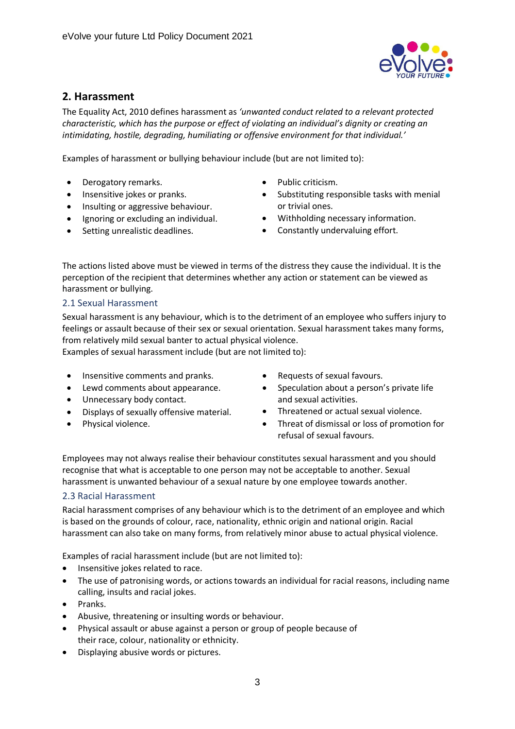## 2. Harassment

The Equality Act, 2010 defines harassment as *'unwanted conduct related to a relevant protected characteristic, which has the purpose or effect of violating an individual's dignity or creating an intimidating, hostile, degrading, humiliating or offensive environment for that individual.'*

Examples of harassment or bullying behaviour include (but are not limited to):

- Derogatory remarks.
- Insensitive jokes or pranks.
- Insulting or aggressive behaviour.
- Ignoring or excluding an individual.
- Setting unrealistic deadlines.
- Public criticism.
- Substituting responsible tasks with menial or trivial ones.
- Withholding necessary information.
- Constantly undervaluing effort.

The actions listed above must be viewed in terms of the distress they cause the individual. It is the perception of the recipient that determines whether any action or statement can be viewed as harassment or bullying.

### 2.1 Sexual Harassment

Sexual harassment is any behaviour, which is to the detriment of an employee who suffers injury to feelings or assault because of their sex or sexual orientation. Sexual harassment takes many forms, from relatively mild sexual banter to actual physical violence.
Examples of sexual harassment include (but are not limited to):

- Insensitive comments and pranks.
- Lewd comments about appearance.
- Unnecessary body contact.
- Displays of sexually offensive material.
- Physical violence.
- Requests of sexual favours.
- Speculation about a person's private life and sexual activities.
- Threatened or actual sexual violence.
- Threat of dismissal or loss of promotion for refusal of sexual favours.

Employees may not always realise their behaviour constitutes sexual harassment and you should recognise that what is acceptable to one person may not be acceptable to another. Sexual harassment is unwanted behaviour of a sexual nature by one employee towards another.

### 2.3 Racial Harassment

Racial harassment comprises of any behaviour which is to the detriment of an employee and which is based on the grounds of colour, race, nationality, ethnic origin and national origin. Racial harassment can also take on many forms, from relatively minor abuse to actual physical violence.

Examples of racial harassment include (but are not limited to):

- Insensitive jokes related to race.
- The use of patronising words, or actions towards an individual for racial reasons, including name calling, insults and racial jokes.
- Pranks.
- Abusive, threatening or insulting words or behaviour.
- Physical assault or abuse against a person or group of people because of their race, colour, nationality or ethnicity.
- Displaying abusive words or pictures.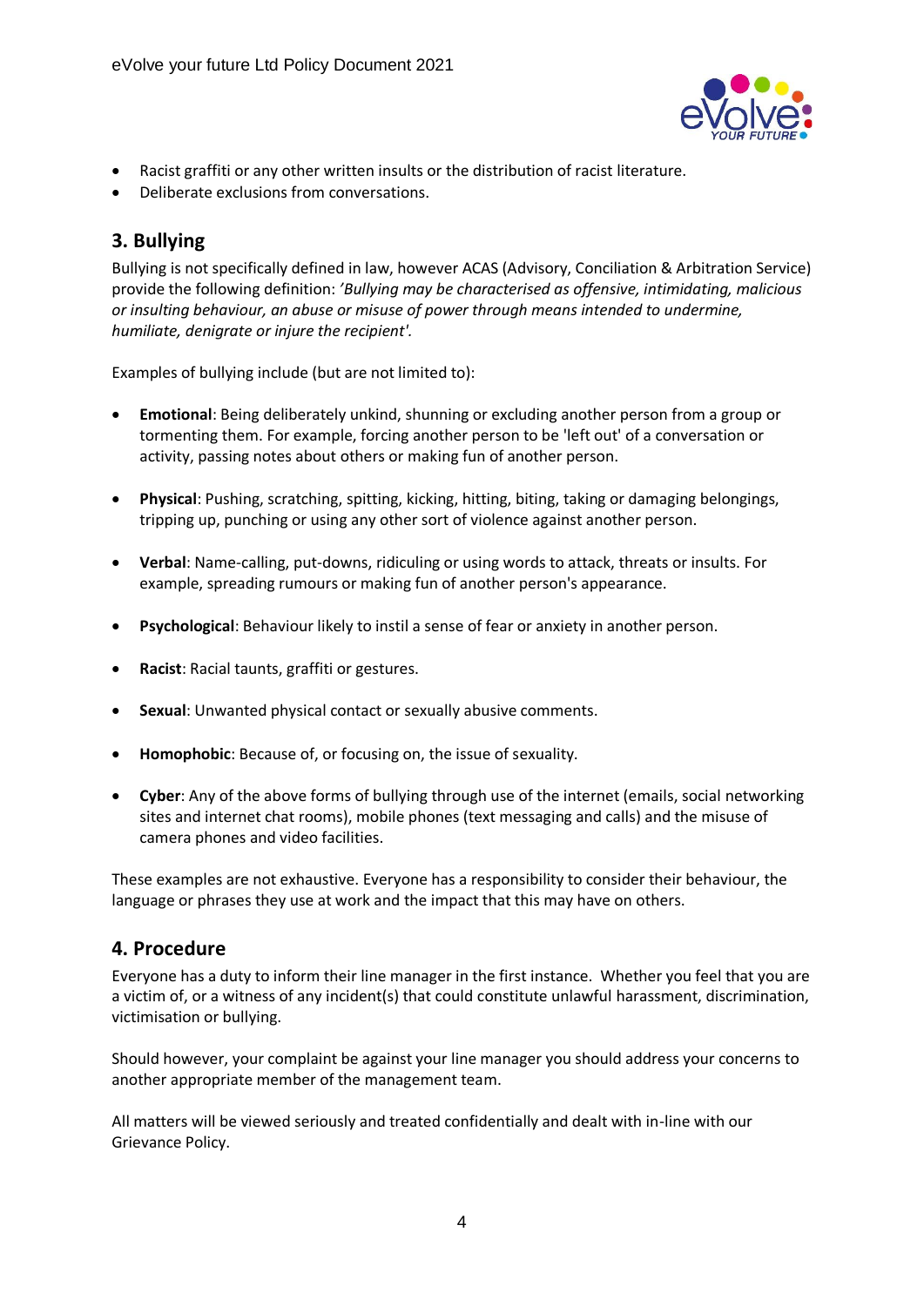- Racist graffiti or any other written insults or the distribution of racist literature.
- Deliberate exclusions from conversations.

## 3. Bullying

Bullying is not specifically defined in law, however ACAS (Advisory, Conciliation & Arbitration Service) provide the following definition: *'Bullying may be characterised as offensive, intimidating, malicious or insulting behaviour, an abuse or misuse of power through means intended to undermine, humiliate, denigrate or injure the recipient'.*

Examples of bullying include (but are not limited to):

- **Emotional**: Being deliberately unkind, shunning or excluding another person from a group or tormenting them. For example, forcing another person to be 'left out' of a conversation or activity, passing notes about others or making fun of another person.

- **Physical**: Pushing, scratching, spitting, kicking, hitting, biting, taking or damaging belongings, tripping up, punching or using any other sort of violence against another person.

- **Verbal**: Name-calling, put-downs, ridiculing or using words to attack, threats or insults. For example, spreading rumours or making fun of another person's appearance.

- **Psychological**: Behaviour likely to instil a sense of fear or anxiety in another person.

- **Racist**: Racial taunts, graffiti or gestures.

- **Sexual**: Unwanted physical contact or sexually abusive comments.

- **Homophobic**: Because of, or focusing on, the issue of sexuality.

- **Cyber**: Any of the above forms of bullying through use of the internet (emails, social networking sites and internet chat rooms), mobile phones (text messaging and calls) and the misuse of camera phones and video facilities.

These examples are not exhaustive. Everyone has a responsibility to consider their behaviour, the language or phrases they use at work and the impact that this may have on others.

## 4. Procedure

Everyone has a duty to inform their line manager in the first instance. Whether you feel that you are a victim of, or a witness of any incident(s) that could constitute unlawful harassment, discrimination, victimisation or bullying.

Should however, your complaint be against your line manager you should address your concerns to another appropriate member of the management team.

All matters will be viewed seriously and treated confidentially and dealt with in-line with our Grievance Policy.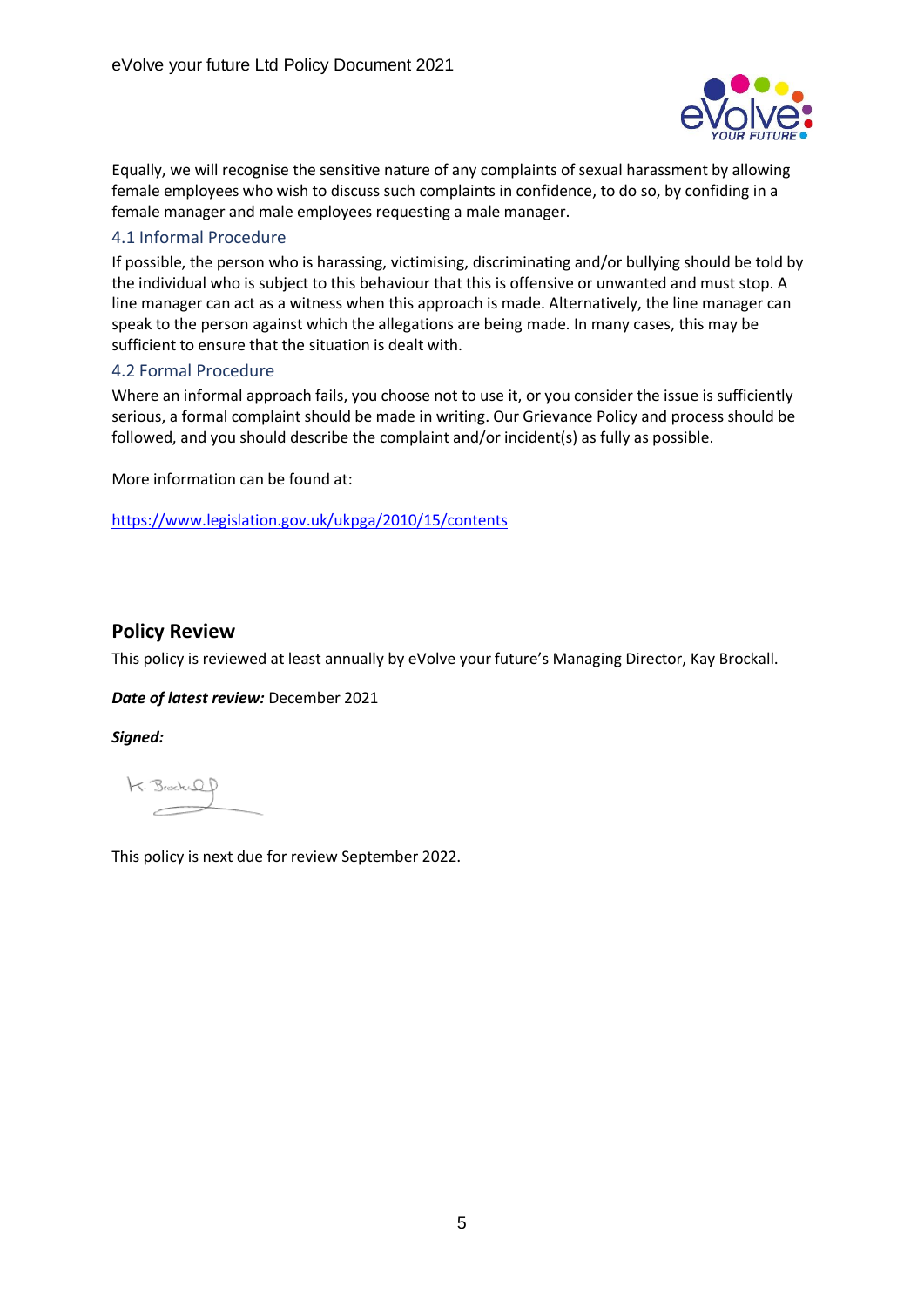Equally, we will recognise the sensitive nature of any complaints of sexual harassment by allowing female employees who wish to discuss such complaints in confidence, to do so, by confiding in a female manager and male employees requesting a male manager.

### 4.1 Informal Procedure

If possible, the person who is harassing, victimising, discriminating and/or bullying should be told by the individual who is subject to this behaviour that this is offensive or unwanted and must stop. A line manager can act as a witness when this approach is made. Alternatively, the line manager can speak to the person against which the allegations are being made. In many cases, this may be sufficient to ensure that the situation is dealt with.

### 4.2 Formal Procedure

Where an informal approach fails, you choose not to use it, or you consider the issue is sufficiently serious, a formal complaint should be made in writing. Our Grievance Policy and process should be followed, and you should describe the complaint and/or incident(s) as fully as possible.

More information can be found at:

https://www.legislation.gov.uk/ukpga/2010/15/contents

## Policy Review

This policy is reviewed at least annually by eVolve your future's Managing Director, Kay Brockall.

***Date of latest review:*** December 2021

***Signed:***

K Brockall

This policy is next due for review September 2022.